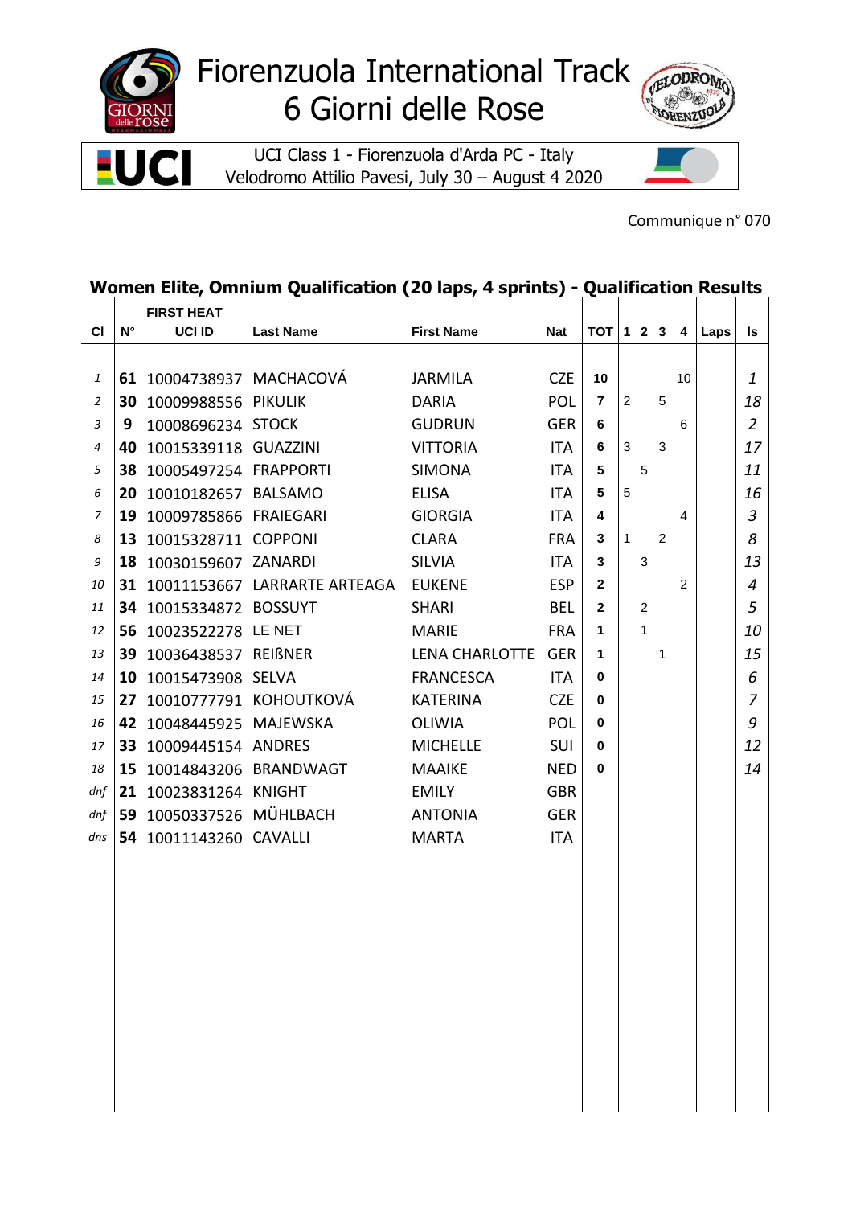# Fiorenzuola International Track
# 6 Giorni delle Rose

UCI Class 1 - Fiorenzuola d'Arda PC - Italy
Velodromo Attilio Pavesi, July 30 – August 4 2020

Communique n° 070

## Women Elite, Omnium Qualification (20 laps, 4 sprints) - Qualification Results

**FIRST HEAT**

| Cl | N° | UCI ID | Last Name | First Name | Nat | TOT | 1 | 2 | 3 | 4 | Laps | ls |
|---|---|---|---|---|---|---|---|---|---|---|---|---|
| *1* | **61** | 10004738937 | MACHACOVÁ | JARMILA | CZE | **10** | | | | 10 | | *1* |
| *2* | **30** | 10009988556 | PIKULIK | DARIA | POL | **7** | 2 | | 5 | | | *18* |
| *3* | **9** | 10008696234 | STOCK | GUDRUN | GER | **6** | | | | 6 | | *2* |
| *4* | **40** | 10015339118 | GUAZZINI | VITTORIA | ITA | **6** | 3 | | 3 | | | *17* |
| *5* | **38** | 10005497254 | FRAPPORTI | SIMONA | ITA | **5** | | 5 | | | | *11* |
| *6* | **20** | 10010182657 | BALSAMO | ELISA | ITA | **5** | 5 | | | | | *16* |
| *7* | **19** | 10009785866 | FRAIEGARI | GIORGIA | ITA | **4** | | | | 4 | | *3* |
| *8* | **13** | 10015328711 | COPPONI | CLARA | FRA | **3** | 1 | | 2 | | | *8* |
| *9* | **18** | 10030159607 | ZANARDI | SILVIA | ITA | **3** | | 3 | | | | *13* |
| *10* | **31** | 10011153667 | LARRARTE ARTEAGA | EUKENE | ESP | **2** | | | | 2 | | *4* |
| *11* | **34** | 10015334872 | BOSSUYT | SHARI | BEL | **2** | | 2 | | | | *5* |
| *12* | **56** | 10023522278 | LE NET | MARIE | FRA | **1** | | 1 | | | | *10* |
| *13* | **39** | 10036438537 | REIẞNER | LENA CHARLOTTE | GER | **1** | | | 1 | | | *15* |
| *14* | **10** | 10015473908 | SELVA | FRANCESCA | ITA | **0** | | | | | | *6* |
| *15* | **27** | 10010777791 | KOHOUTKOVÁ | KATERINA | CZE | **0** | | | | | | *7* |
| *16* | **42** | 10048445925 | MAJEWSKA | OLIWIA | POL | **0** | | | | | | *9* |
| *17* | **33** | 10009445154 | ANDRES | MICHELLE | SUI | **0** | | | | | | *12* |
| *18* | **15** | 10014843206 | BRANDWAGT | MAAIKE | NED | **0** | | | | | | *14* |
| *dnf* | **21** | 10023831264 | KNIGHT | EMILY | GBR | | | | | | | |
| *dnf* | **59** | 10050337526 | MÜHLBACH | ANTONIA | GER | | | | | | | |
| *dns* | **54** | 10011143260 | CAVALLI | MARTA | ITA | | | | | | | |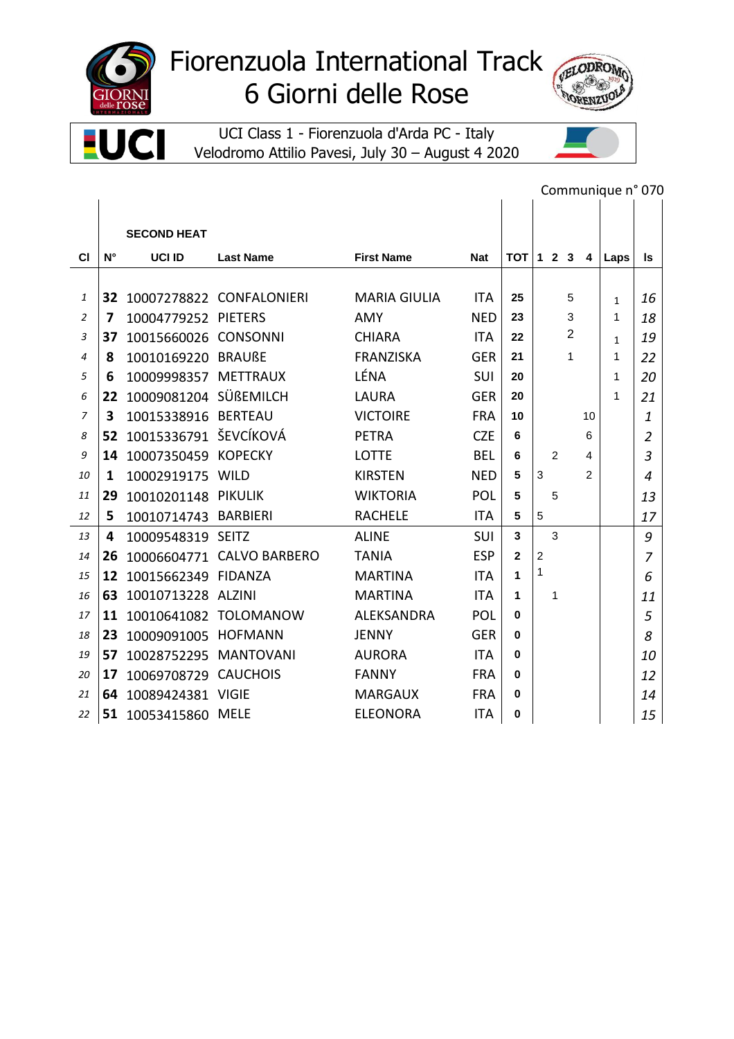# Fiorenzuola International Track 6 Giorni delle Rose

UCI Class 1 - Fiorenzuola d'Arda PC - Italy
Velodromo Attilio Pavesi, July 30 – August 4 2020

Communique n° 070

**SECOND HEAT**

| Cl | N° | UCI ID | Last Name | First Name | Nat | TOT | 1 | 2 | 3 | 4 | Laps | ls |
|---|---|---|---|---|---|---|---|---|---|---|---|---|
| 1 | 32 | 10007278822 | CONFALONIERI | MARIA GIULIA | ITA | 25 | | | 5 | | 1 | 16 |
| 2 | 7 | 10004779252 | PIETERS | AMY | NED | 23 | | | 3 | | 1 | 18 |
| 3 | 37 | 10015660026 | CONSONNI | CHIARA | ITA | 22 | | | 2 | | 1 | 19 |
| 4 | 8 | 10010169220 | BRAUßE | FRANZISKA | GER | 21 | | | 1 | | 1 | 22 |
| 5 | 6 | 10009998357 | METTRAUX | LÉNA | SUI | 20 | | | | | 1 | 20 |
| 6 | 22 | 10009081204 | SÜßEMILCH | LAURA | GER | 20 | | | | | 1 | 21 |
| 7 | 3 | 10015338916 | BERTEAU | VICTOIRE | FRA | 10 | | | | 10 | | 1 |
| 8 | 52 | 10015336791 | ŠEVCÍKOVÁ | PETRA | CZE | 6 | | | | 6 | | 2 |
| 9 | 14 | 10007350459 | KOPECKY | LOTTE | BEL | 6 | | 2 | | 4 | | 3 |
| 10 | 1 | 10002919175 | WILD | KIRSTEN | NED | 5 | 3 | | | 2 | | 4 |
| 11 | 29 | 10010201148 | PIKULIK | WIKTORIA | POL | 5 | | 5 | | | | 13 |
| 12 | 5 | 10010714743 | BARBIERI | RACHELE | ITA | 5 | 5 | | | | | 17 |
| 13 | 4 | 10009548319 | SEITZ | ALINE | SUI | 3 | | 3 | | | | 9 |
| 14 | 26 | 10006604771 | CALVO BARBERO | TANIA | ESP | 2 | 2 | | | | | 7 |
| 15 | 12 | 10015662349 | FIDANZA | MARTINA | ITA | 1 | 1 | | | | | 6 |
| 16 | 63 | 10010713228 | ALZINI | MARTINA | ITA | 1 | | 1 | | | | 11 |
| 17 | 11 | 10010641082 | TOLOMANOW | ALEKSANDRA | POL | 0 | | | | | | 5 |
| 18 | 23 | 10009091005 | HOFMANN | JENNY | GER | 0 | | | | | | 8 |
| 19 | 57 | 10028752295 | MANTOVANI | AURORA | ITA | 0 | | | | | | 10 |
| 20 | 17 | 10069708729 | CAUCHOIS | FANNY | FRA | 0 | | | | | | 12 |
| 21 | 64 | 10089424381 | VIGIE | MARGAUX | FRA | 0 | | | | | | 14 |
| 22 | 51 | 10053415860 | MELE | ELEONORA | ITA | 0 | | | | | | 15 |